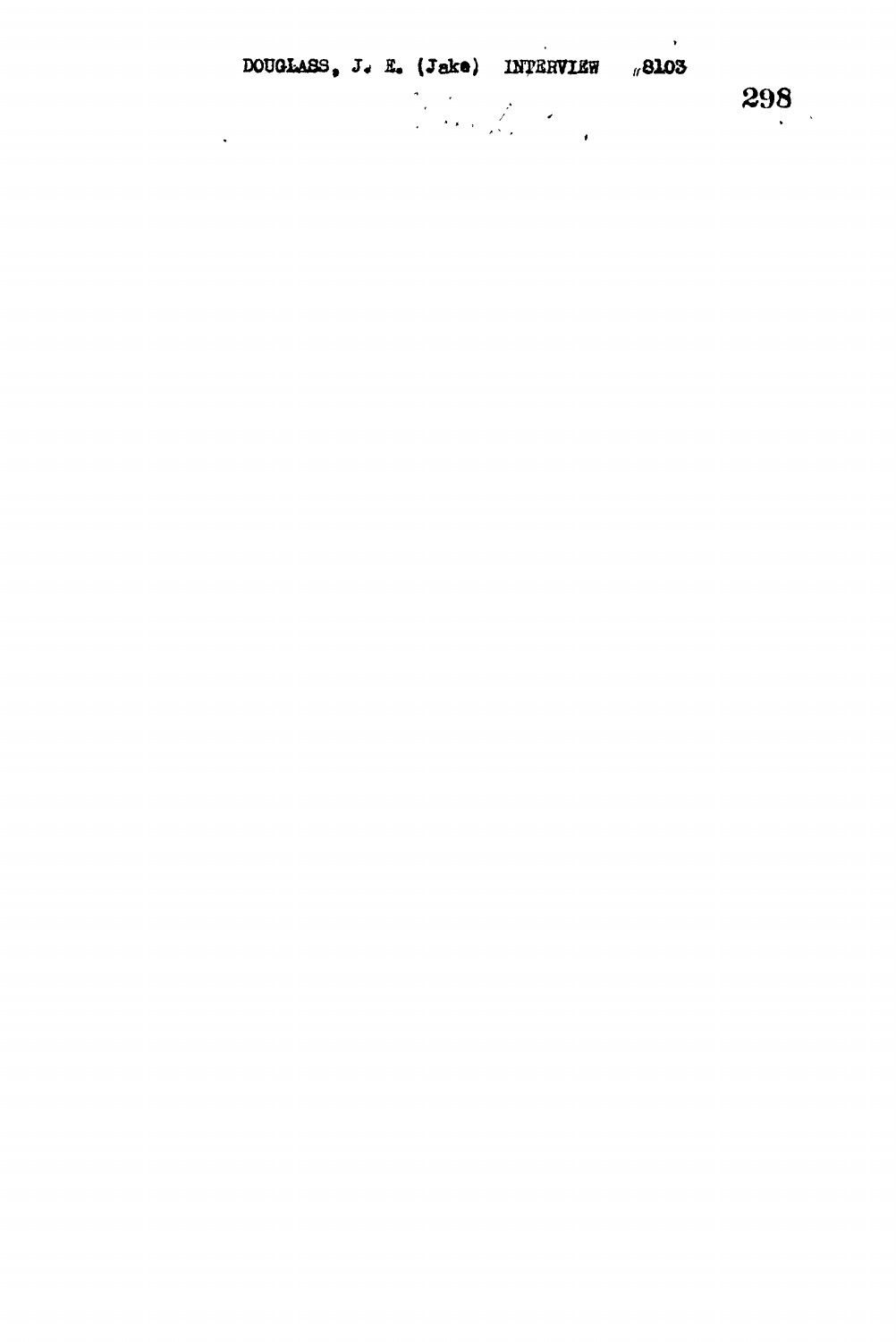DOUGLASS, J. E. (Jake) INTERVIEW #8103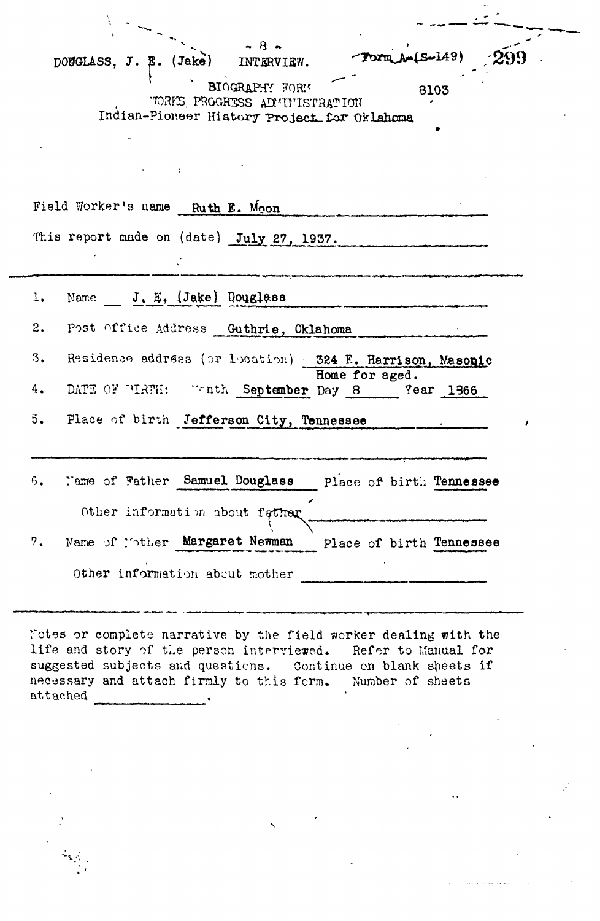DOUGLASS, J. E. (Jake) INTERVIEW. Form A-(S-149)

BIOGRAPHY FORM
WORKS PROGRESS ADMINISTRATION
Indian-Pioneer History Project for Oklahoma

8103

Field Worker's name Ruth E. Moon

This report made on (date) July 27, 1937.

1. Name J. E. (Jake) Douglass
2. Post Office Address Guthrie, Oklahoma
3. Residence address (or location) 324 E. Harrison, Masonic Home for aged.
4. DATE OF BIRTH: Month September Day 8 Year 1866
5. Place of birth Jefferson City, Tennessee

6. Name of Father Samuel Douglass Place of birth Tennessee

   Other information about father

7. Name of Mother Margaret Newman Place of birth Tennessee

   Other information about mother

Notes or complete narrative by the field worker dealing with the life and story of the person interviewed. Refer to Manual for suggested subjects and questions. Continue on blank sheets if necessary and attach firmly to this form. Number of sheets attached ______.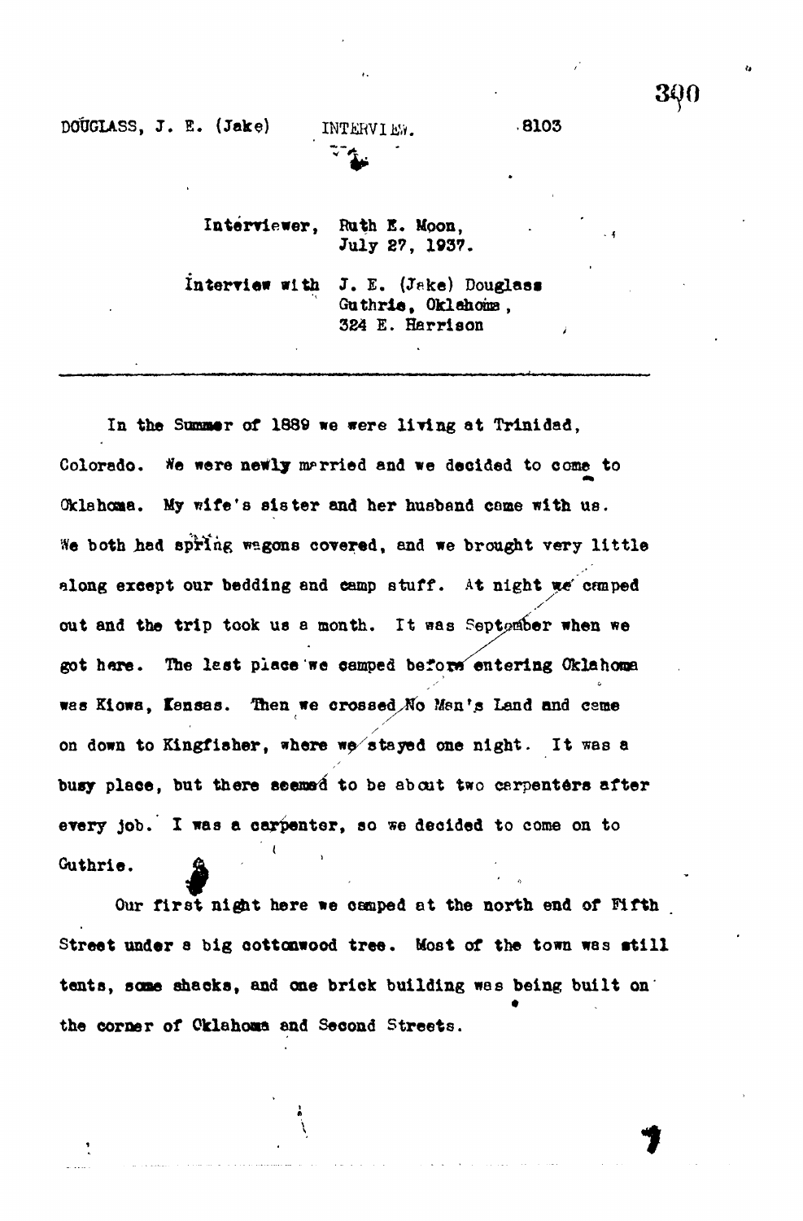DOUGLASS, J. E. (Jake) INTERVIEW. 8103

Interviewer, Ruth E. Moon,
July 27, 1937.

Interview with J. E. (Jake) Douglass
Guthrie, Oklahoma,
324 E. Harrison

---

In the Summer of 1889 we were living at Trinidad, Colorado. We were newly married and we decided to come to Oklahoma. My wife's sister and her husband came with us. We both had spring wagons covered, and we brought very little along except our bedding and camp stuff. At night we camped out and the trip took us a month. It was September when we got here. The last place we camped before entering Oklahoma was Kiowa, Kansas. Then we crossed No Man's Land and came on down to Kingfisher, where we stayed one night. It was a busy place, but there seemed to be about two carpenters after every job. I was a carpenter, so we decided to come on to Guthrie.

Our first night here we camped at the north end of Fifth Street under a big cottonwood tree. Most of the town was still tents, some shacks, and one brick building was being built on the corner of Oklahoma and Second Streets.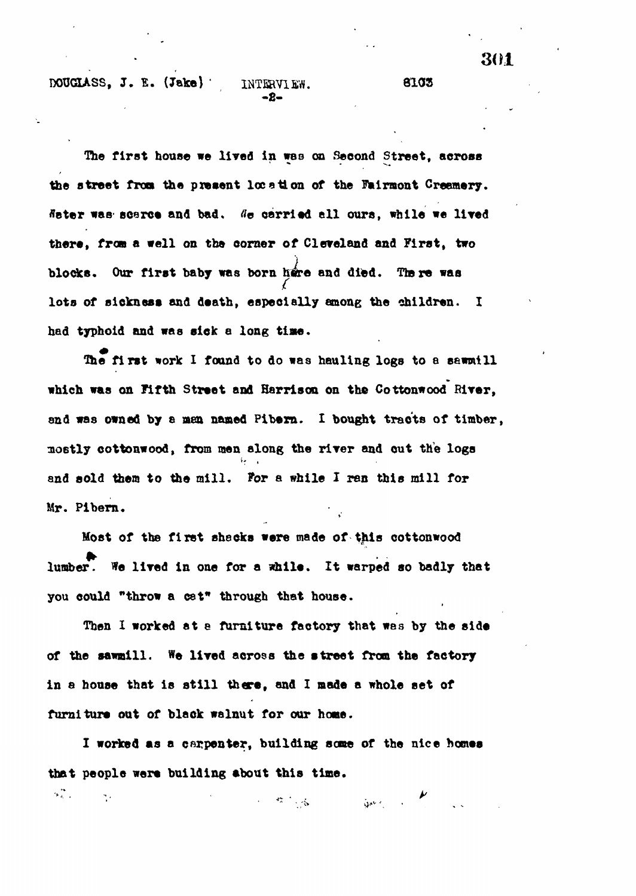The first house we lived in was on Second Street, across the street from the present location of the Fairmont Creamery. Water was scarce and bad. We carried all ours, while we lived there, from a well on the corner of Cleveland and First, two blocks. Our first baby was born here and died. There was lots of sickness and death, especially among the children. I had typhoid and was sick a long time.

The first work I found to do was hauling logs to a sawmill which was on Fifth Street and Harrison on the Cottonwood River, and was owned by a man named Pibern. I bought tracts of timber, mostly cottonwood, from men along the river and cut the logs and sold them to the mill. For a while I ran this mill for Mr. Pibern.

Most of the first shacks were made of this cottonwood lumber. We lived in one for a while. It warped so badly that you could "throw a cat" through that house.

Then I worked at a furniture factory that was by the side of the sawmill. We lived across the street from the factory in a house that is still there, and I made a whole set of furniture out of black walnut for our home.

I worked as a carpenter, building some of the nice homes that people were building about this time.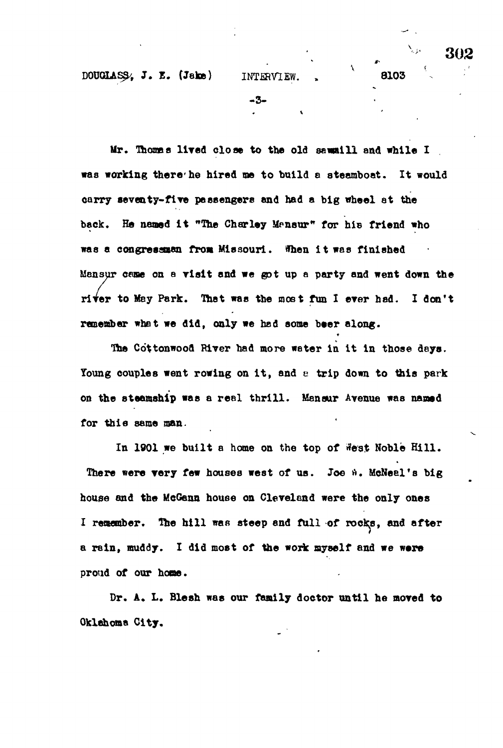Mr. Thomas lived close to the old sawmill and while I was working there he hired me to build a steamboat. It would carry seventy-five passengers and had a big wheel at the back. He named it "The Charley Mensur" for his friend who was a congressman from Missouri. When it was finished Mensur came on a visit and we got up a party and went down the river to May Park. That was the most fun I ever had. I don't remember what we did, only we had some beer along.

The Cottonwood River had more water in it in those days. Young couples went rowing on it, and a trip down to this park on the steamship was a real thrill. Mensur Avenue was named for this same man.

In 1901 we built a home on the top of West Noble Hill. There were very few houses west of us. Joe H. McNeel's big house and the McGann house on Cleveland were the only ones I remember. The hill was steep and full of rocks, and after a rain, muddy. I did most of the work myself and we were proud of our home.

Dr. A. L. Blesh was our family doctor until he moved to Oklahoma City.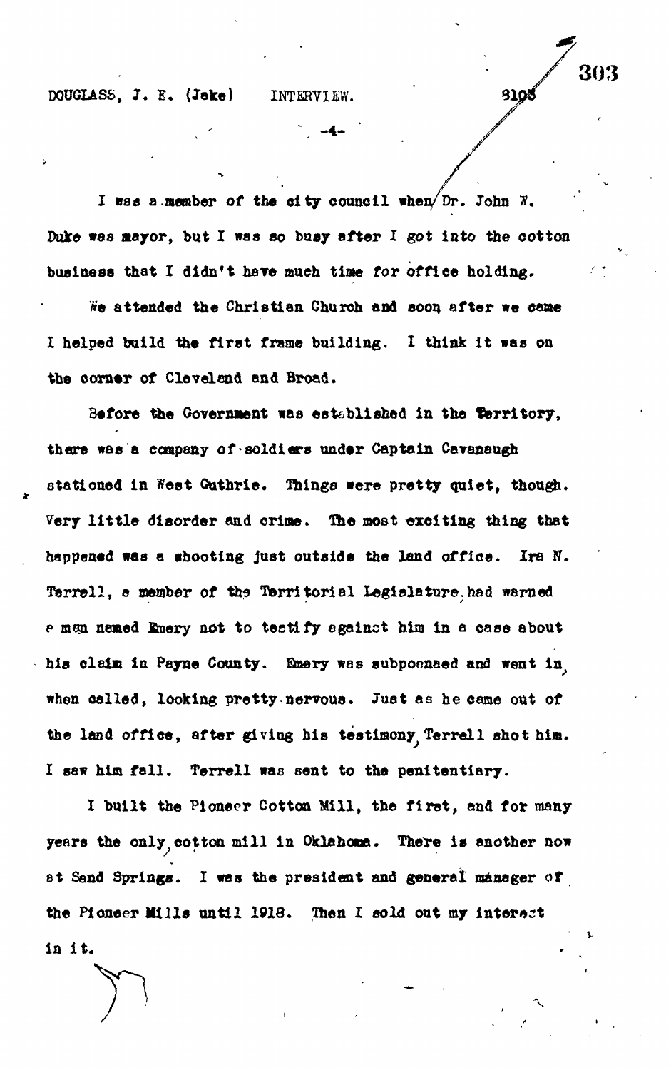I was a member of the city council when Dr. John W. Duke was mayor, but I was so busy after I got into the cotton business that I didn't have much time for office holding.

We attended the Christian Church and soon after we came I helped build the first frame building. I think it was on the corner of Cleveland and Broad.

Before the Government was established in the Territory, there was a company of soldiers under Captain Cavanaugh stationed in West Guthrie. Things were pretty quiet, though. Very little disorder and crime. The most exciting thing that happened was a shooting just outside the land office. Ira N. Terrell, a member of the Territorial Legislature, had warned a man named Emery not to testify against him in a case about his claim in Payne County. Emery was subpoenaed and went in, when called, looking pretty nervous. Just as he came out of the land office, after giving his testimony, Terrell shot him. I saw him fall. Terrell was sent to the penitentiary.

I built the Pioneer Cotton Mill, the first, and for many years the only, cotton mill in Oklahoma. There is another now at Sand Springs. I was the president and general manager of the Pioneer Mills until 1918. Then I sold out my interest in it.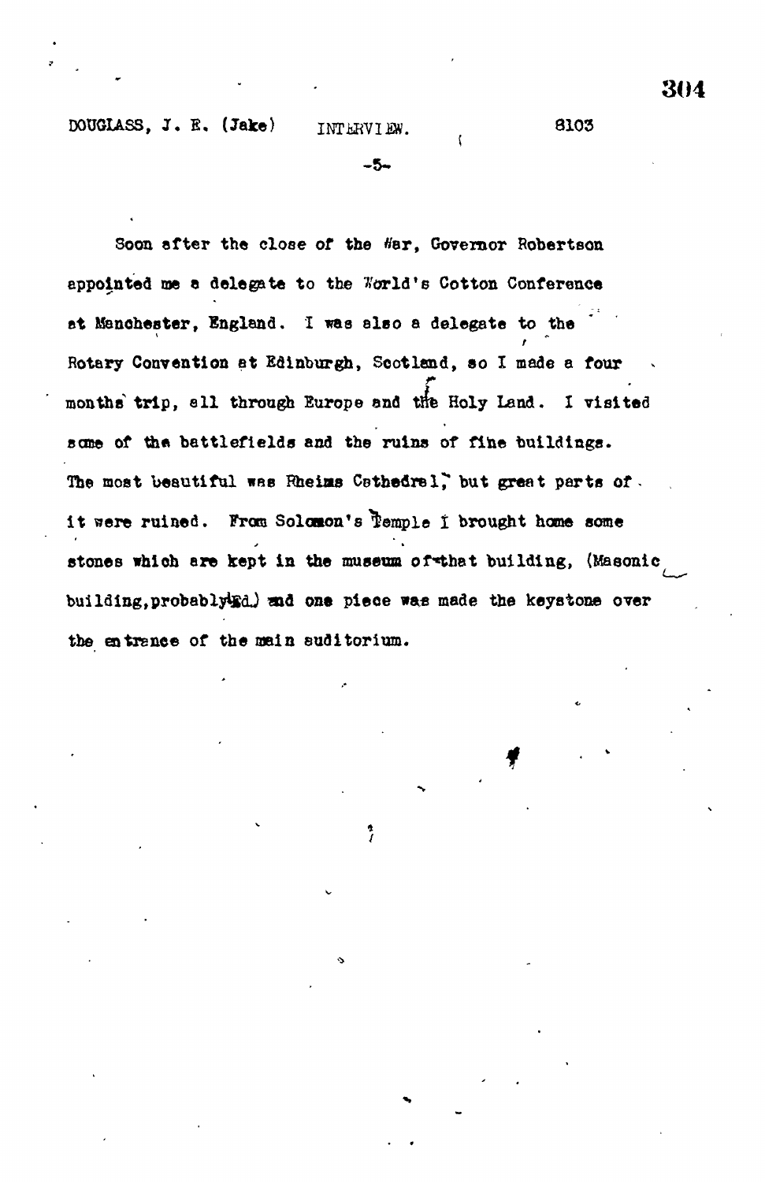Soon after the close of the War, Governor Robertson appointed me a delegate to the World's Cotton Conference at Manchester, England. I was also a delegate to the Rotary Convention at Edinburgh, Scotland, so I made a four months trip, all through Europe and the Holy Land. I visited some of the battlefields and the ruins of fine buildings. The most beautiful was Rheims Cathedral, but great parts of it were ruined. From Solomon's Temple I brought home some stones which are kept in the museum of that building, (Masonic building, probably Ed.) and one piece was made the keystone over the entrance of the main auditorium.